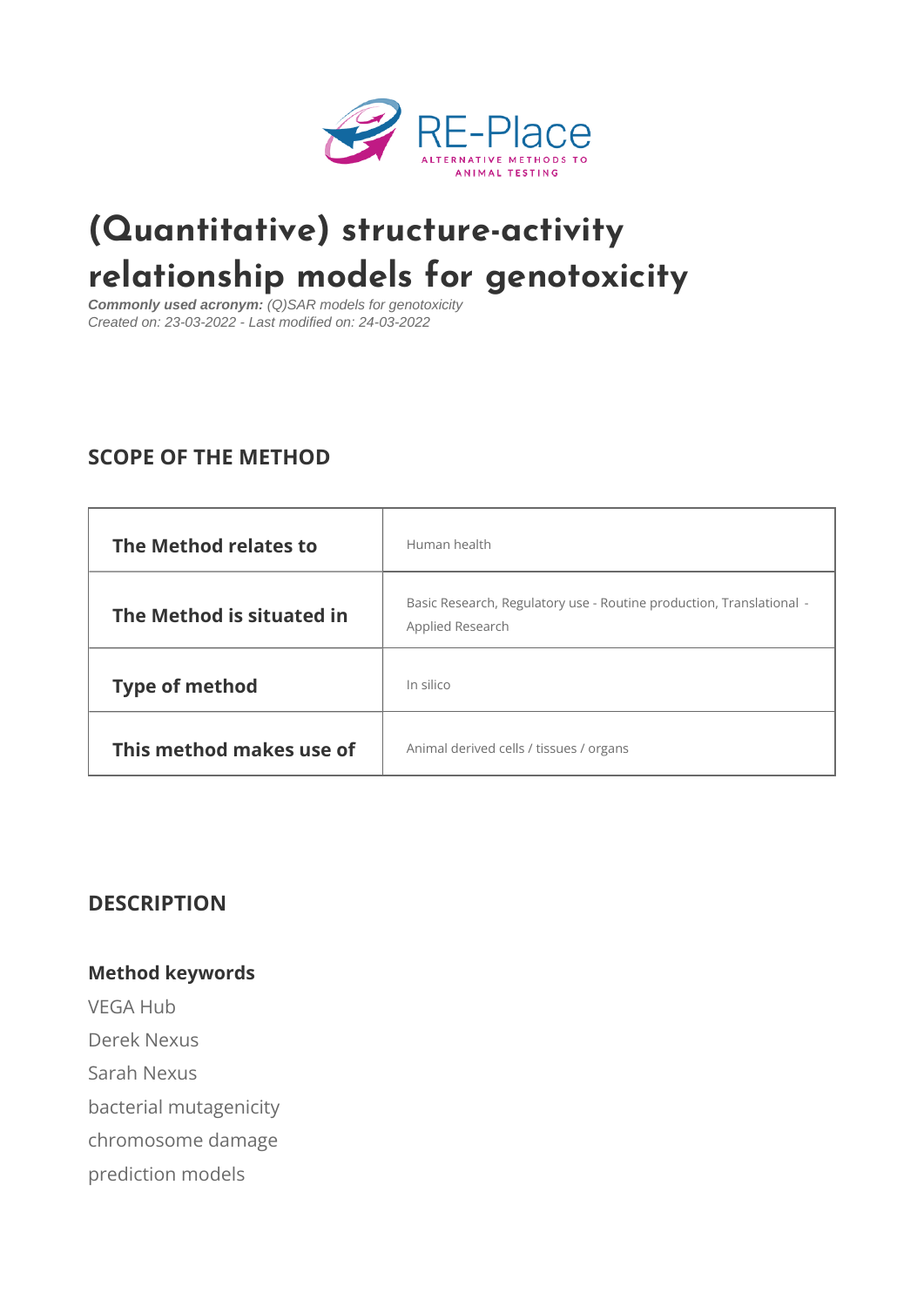# (Quantitative) structure-activity relationship models for genotoxicity

***Commonly used acronym:*** *(Q)SAR models for genotoxicity*
*Created on: 23-03-2022 - Last modified on: 24-03-2022*

## SCOPE OF THE METHOD

| | |
|---|---|
| **The Method relates to** | Human health |
| **The Method is situated in** | Basic Research, Regulatory use - Routine production, Translational - Applied Research |
| **Type of method** | In silico |
| **This method makes use of** | Animal derived cells / tissues / organs |

## DESCRIPTION

### Method keywords

VEGA Hub
Derek Nexus
Sarah Nexus
bacterial mutagenicity
chromosome damage
prediction models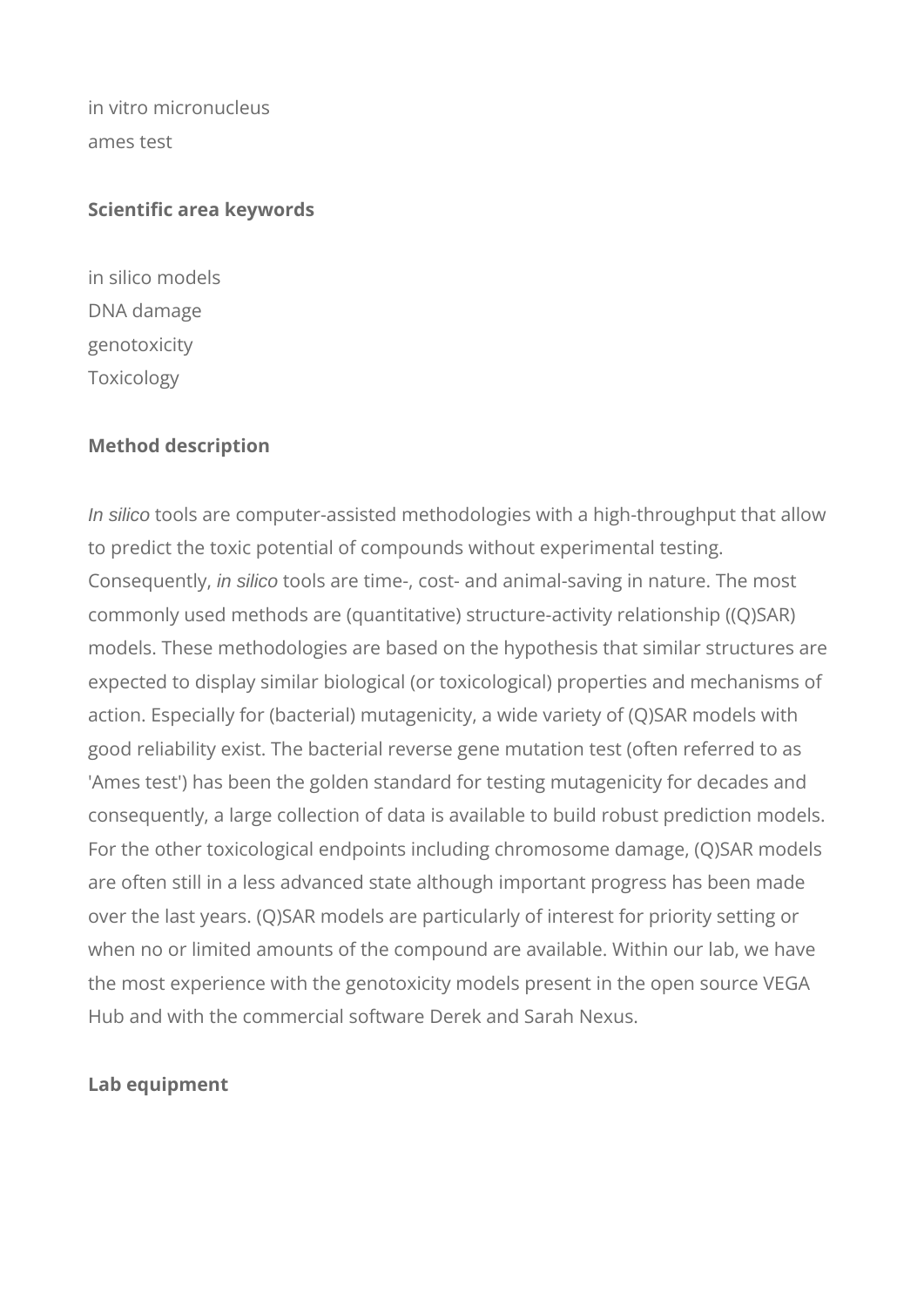in vitro micronucleus
ames test

**Scientific area keywords**

in silico models
DNA damage
genotoxicity
Toxicology

**Method description**

*In silico* tools are computer-assisted methodologies with a high-throughput that allow to predict the toxic potential of compounds without experimental testing. Consequently, *in silico* tools are time-, cost- and animal-saving in nature. The most commonly used methods are (quantitative) structure-activity relationship ((Q)SAR) models. These methodologies are based on the hypothesis that similar structures are expected to display similar biological (or toxicological) properties and mechanisms of action. Especially for (bacterial) mutagenicity, a wide variety of (Q)SAR models with good reliability exist. The bacterial reverse gene mutation test (often referred to as 'Ames test') has been the golden standard for testing mutagenicity for decades and consequently, a large collection of data is available to build robust prediction models. For the other toxicological endpoints including chromosome damage, (Q)SAR models are often still in a less advanced state although important progress has been made over the last years. (Q)SAR models are particularly of interest for priority setting or when no or limited amounts of the compound are available. Within our lab, we have the most experience with the genotoxicity models present in the open source VEGA Hub and with the commercial software Derek and Sarah Nexus.

**Lab equipment**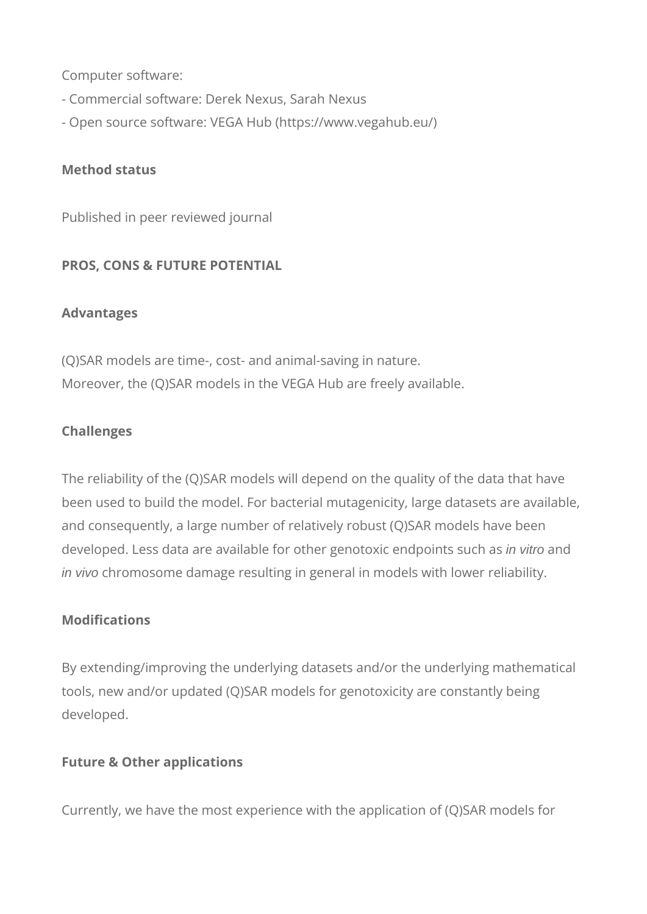Computer software:

- Commercial software: Derek Nexus, Sarah Nexus
- Open source software: VEGA Hub (https://www.vegahub.eu/)

**Method status**

Published in peer reviewed journal

**PROS, CONS & FUTURE POTENTIAL**

**Advantages**

(Q)SAR models are time-, cost- and animal-saving in nature.
Moreover, the (Q)SAR models in the VEGA Hub are freely available.

**Challenges**

The reliability of the (Q)SAR models will depend on the quality of the data that have been used to build the model. For bacterial mutagenicity, large datasets are available, and consequently, a large number of relatively robust (Q)SAR models have been developed. Less data are available for other genotoxic endpoints such as *in vitro* and *in vivo* chromosome damage resulting in general in models with lower reliability.

**Modifications**

By extending/improving the underlying datasets and/or the underlying mathematical tools, new and/or updated (Q)SAR models for genotoxicity are constantly being developed.

**Future & Other applications**

Currently, we have the most experience with the application of (Q)SAR models for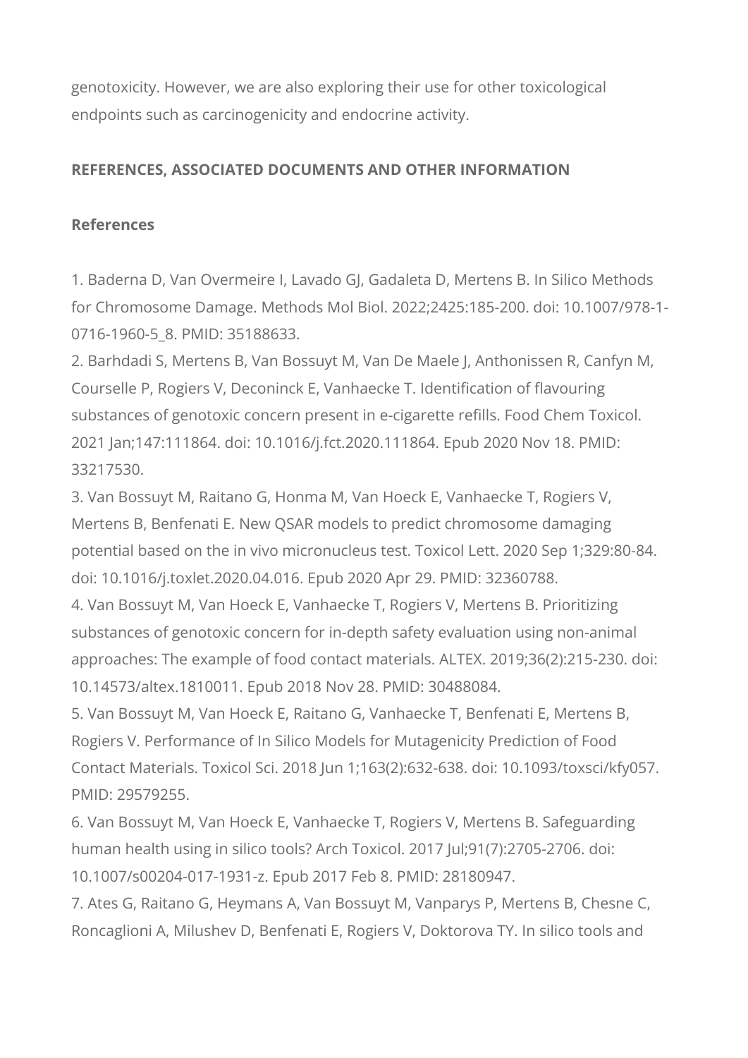genotoxicity. However, we are also exploring their use for other toxicological endpoints such as carcinogenicity and endocrine activity.

**REFERENCES, ASSOCIATED DOCUMENTS AND OTHER INFORMATION**

**References**

1. Baderna D, Van Overmeire I, Lavado GJ, Gadaleta D, Mertens B. In Silico Methods for Chromosome Damage. Methods Mol Biol. 2022;2425:185-200. doi: 10.1007/978-1-0716-1960-5_8. PMID: 35188633.
2. Barhdadi S, Mertens B, Van Bossuyt M, Van De Maele J, Anthonissen R, Canfyn M, Courselle P, Rogiers V, Deconinck E, Vanhaecke T. Identification of flavouring substances of genotoxic concern present in e-cigarette refills. Food Chem Toxicol. 2021 Jan;147:111864. doi: 10.1016/j.fct.2020.111864. Epub 2020 Nov 18. PMID: 33217530.
3. Van Bossuyt M, Raitano G, Honma M, Van Hoeck E, Vanhaecke T, Rogiers V, Mertens B, Benfenati E. New QSAR models to predict chromosome damaging potential based on the in vivo micronucleus test. Toxicol Lett. 2020 Sep 1;329:80-84. doi: 10.1016/j.toxlet.2020.04.016. Epub 2020 Apr 29. PMID: 32360788.
4. Van Bossuyt M, Van Hoeck E, Vanhaecke T, Rogiers V, Mertens B. Prioritizing substances of genotoxic concern for in-depth safety evaluation using non-animal approaches: The example of food contact materials. ALTEX. 2019;36(2):215-230. doi: 10.14573/altex.1810011. Epub 2018 Nov 28. PMID: 30488084.
5. Van Bossuyt M, Van Hoeck E, Raitano G, Vanhaecke T, Benfenati E, Mertens B, Rogiers V. Performance of In Silico Models for Mutagenicity Prediction of Food Contact Materials. Toxicol Sci. 2018 Jun 1;163(2):632-638. doi: 10.1093/toxsci/kfy057. PMID: 29579255.
6. Van Bossuyt M, Van Hoeck E, Vanhaecke T, Rogiers V, Mertens B. Safeguarding human health using in silico tools? Arch Toxicol. 2017 Jul;91(7):2705-2706. doi: 10.1007/s00204-017-1931-z. Epub 2017 Feb 8. PMID: 28180947.
7. Ates G, Raitano G, Heymans A, Van Bossuyt M, Vanparys P, Mertens B, Chesne C, Roncaglioni A, Milushev D, Benfenati E, Rogiers V, Doktorova TY. In silico tools and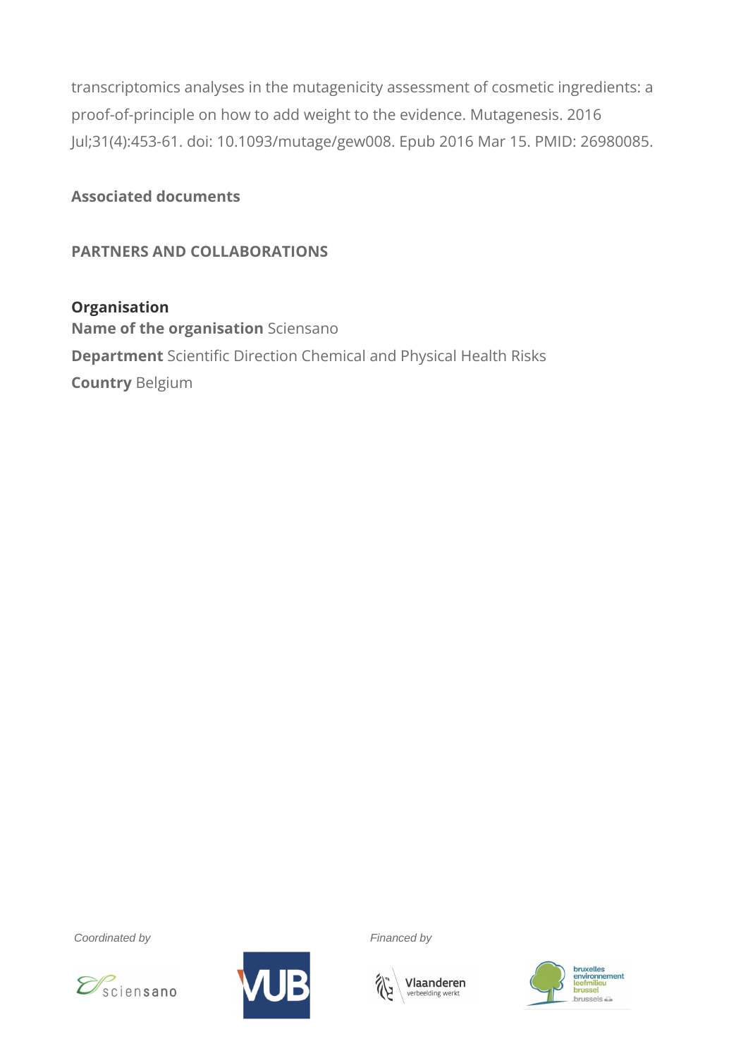transcriptomics analyses in the mutagenicity assessment of cosmetic ingredients: a proof-of-principle on how to add weight to the evidence. Mutagenesis. 2016 Jul;31(4):453-61. doi: 10.1093/mutage/gew008. Epub 2016 Mar 15. PMID: 26980085.

**Associated documents**

**PARTNERS AND COLLABORATIONS**

**Organisation**
**Name of the organisation** Sciensano
**Department** Scientific Direction Chemical and Physical Health Risks
**Country** Belgium

*Coordinated by*

*Financed by*